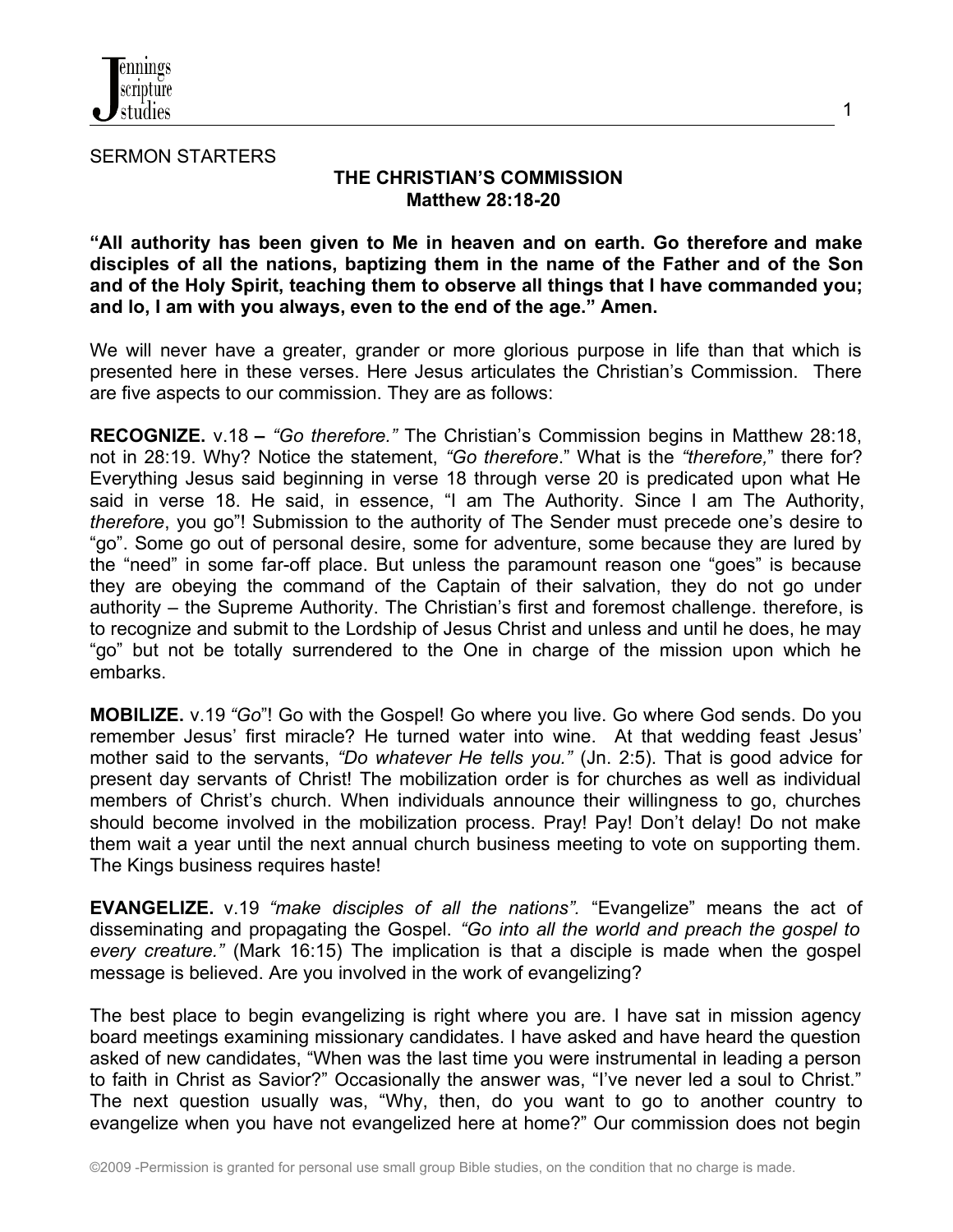SERMON STARTERS

## THE CHRISTIAN'S COMMISSION
### Matthew 28:18-20

**"All authority has been given to Me in heaven and on earth. Go therefore and make disciples of all the nations, baptizing them in the name of the Father and of the Son and of the Holy Spirit, teaching them to observe all things that I have commanded you; and lo, I am with you always, even to the end of the age." Amen.**

We will never have a greater, grander or more glorious purpose in life than that which is presented here in these verses. Here Jesus articulates the Christian's Commission. There are five aspects to our commission. They are as follows:

**RECOGNIZE.** v.18 **–** *"Go therefore."* The Christian's Commission begins in Matthew 28:18, not in 28:19. Why? Notice the statement, *"Go therefore*." What is the *"therefore,*" there for? Everything Jesus said beginning in verse 18 through verse 20 is predicated upon what He said in verse 18. He said, in essence, "I am The Authority. Since I am The Authority, *therefore*, you go"! Submission to the authority of The Sender must precede one's desire to "go". Some go out of personal desire, some for adventure, some because they are lured by the "need" in some far-off place. But unless the paramount reason one "goes" is because they are obeying the command of the Captain of their salvation, they do not go under authority – the Supreme Authority. The Christian's first and foremost challenge. therefore, is to recognize and submit to the Lordship of Jesus Christ and unless and until he does, he may "go" but not be totally surrendered to the One in charge of the mission upon which he embarks.

**MOBILIZE.** v.19 *"Go*"! Go with the Gospel! Go where you live. Go where God sends. Do you remember Jesus' first miracle? He turned water into wine. At that wedding feast Jesus' mother said to the servants, *"Do whatever He tells you."* (Jn. 2:5). That is good advice for present day servants of Christ! The mobilization order is for churches as well as individual members of Christ's church. When individuals announce their willingness to go, churches should become involved in the mobilization process. Pray! Pay! Don't delay! Do not make them wait a year until the next annual church business meeting to vote on supporting them. The Kings business requires haste!

**EVANGELIZE.** v.19 *"make disciples of all the nations"*. "Evangelize" means the act of disseminating and propagating the Gospel. *"Go into all the world and preach the gospel to every creature."* (Mark 16:15) The implication is that a disciple is made when the gospel message is believed. Are you involved in the work of evangelizing?

The best place to begin evangelizing is right where you are. I have sat in mission agency board meetings examining missionary candidates. I have asked and have heard the question asked of new candidates, "When was the last time you were instrumental in leading a person to faith in Christ as Savior?" Occasionally the answer was, "I've never led a soul to Christ." The next question usually was, "Why, then, do you want to go to another country to evangelize when you have not evangelized here at home?" Our commission does not begin

©2009 -Permission is granted for personal use small group Bible studies, on the condition that no charge is made.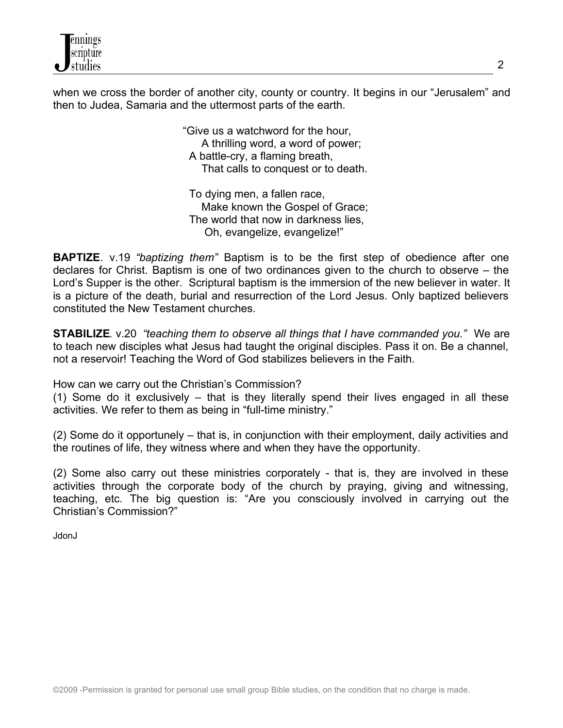when we cross the border of another city, county or country. It begins in our "Jerusalem" and then to Judea, Samaria and the uttermost parts of the earth.

> "Give us a watchword for the hour,
> A thrilling word, a word of power;
> A battle-cry, a flaming breath,
> That calls to conquest or to death.
>
> To dying men, a fallen race,
> Make known the Gospel of Grace;
> The world that now in darkness lies,
> Oh, evangelize, evangelize!"

**BAPTIZE**. v.19 *"baptizing them"* Baptism is to be the first step of obedience after one declares for Christ. Baptism is one of two ordinances given to the church to observe – the Lord's Supper is the other. Scriptural baptism is the immersion of the new believer in water. It is a picture of the death, burial and resurrection of the Lord Jesus. Only baptized believers constituted the New Testament churches.

**STABILIZE**. v.20 *"teaching them to observe all things that I have commanded you."* We are to teach new disciples what Jesus had taught the original disciples. Pass it on. Be a channel, not a reservoir! Teaching the Word of God stabilizes believers in the Faith.

How can we carry out the Christian's Commission?

(1) Some do it exclusively – that is they literally spend their lives engaged in all these activities. We refer to them as being in "full-time ministry."

(2) Some do it opportunely – that is, in conjunction with their employment, daily activities and the routines of life, they witness where and when they have the opportunity.

(2) Some also carry out these ministries corporately - that is, they are involved in these activities through the corporate body of the church by praying, giving and witnessing, teaching, etc. The big question is: "Are you consciously involved in carrying out the Christian's Commission?"

JdonJ

©2009 -Permission is granted for personal use small group Bible studies, on the condition that no charge is made.